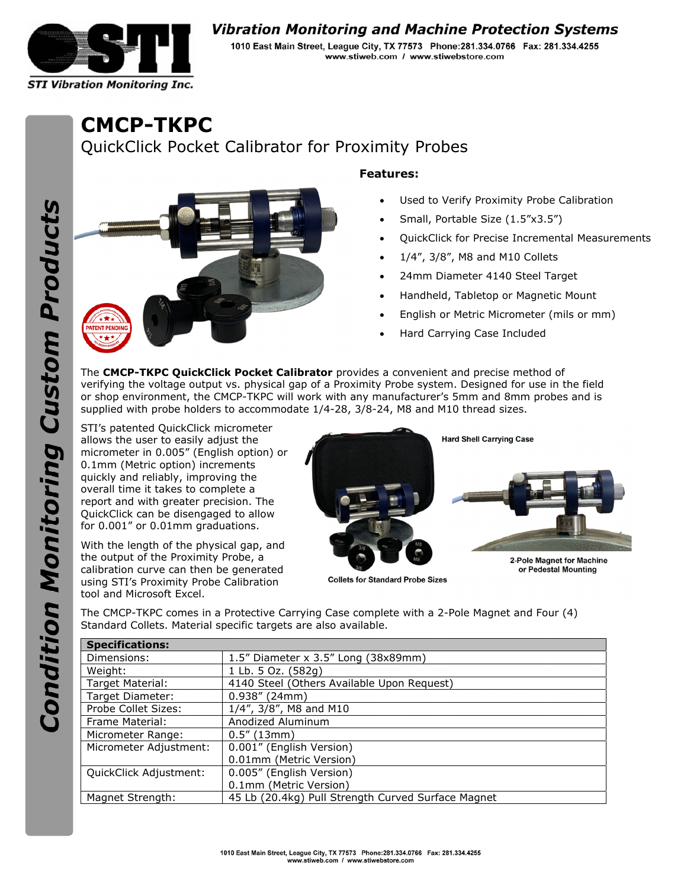# CMCP-TKPC

## QuickClick Pocket Calibrator for Proximity Probes

**Features:**

- Used to Verify Proximity Probe Calibration
- Small, Portable Size (1.5”x3.5”)
- QuickClick for Precise Incremental Measurements
- 1/4”, 3/8”, M8 and M10 Collets
- 24mm Diameter 4140 Steel Target
- Handheld, Tabletop or Magnetic Mount
- English or Metric Micrometer (mils or mm)
- Hard Carrying Case Included

The **CMCP-TKPC QuickClick Pocket Calibrator** provides a convenient and precise method of verifying the voltage output vs. physical gap of a Proximity Probe system. Designed for use in the field or shop environment, the CMCP-TKPC will work with any manufacturer’s 5mm and 8mm probes and is supplied with probe holders to accommodate 1/4-28, 3/8-24, M8 and M10 thread sizes.

STI’s patented QuickClick micrometer allows the user to easily adjust the micrometer in 0.005” (English option) or 0.1mm (Metric option) increments quickly and reliably, improving the overall time it takes to complete a report and with greater precision. The QuickClick can be disengaged to allow for 0.001” or 0.01mm graduations.

With the length of the physical gap, and the output of the Proximity Probe, a calibration curve can then be generated using STI’s Proximity Probe Calibration tool and Microsoft Excel.

Hard Shell Carrying Case

Collets for Standard Probe Sizes

2-Pole Magnet for Machine or Pedestal Mounting

The CMCP-TKPC comes in a Protective Carrying Case complete with a 2-Pole Magnet and Four (4) Standard Collets. Material specific targets are also available.

| **Specifications:** | |
|---|---|
| Dimensions: | 1.5” Diameter x 3.5” Long (38x89mm) |
| Weight: | 1 Lb. 5 Oz. (582g) |
| Target Material: | 4140 Steel (Others Available Upon Request) |
| Target Diameter: | 0.938” (24mm) |
| Probe Collet Sizes: | 1/4”, 3/8”, M8 and M10 |
| Frame Material: | Anodized Aluminum |
| Micrometer Range: | 0.5” (13mm) |
| Micrometer Adjustment: | 0.001” (English Version)<br>0.01mm (Metric Version) |
| QuickClick Adjustment: | 0.005” (English Version)<br>0.1mm (Metric Version) |
| Magnet Strength: | 45 Lb (20.4kg) Pull Strength Curved Surface Magnet |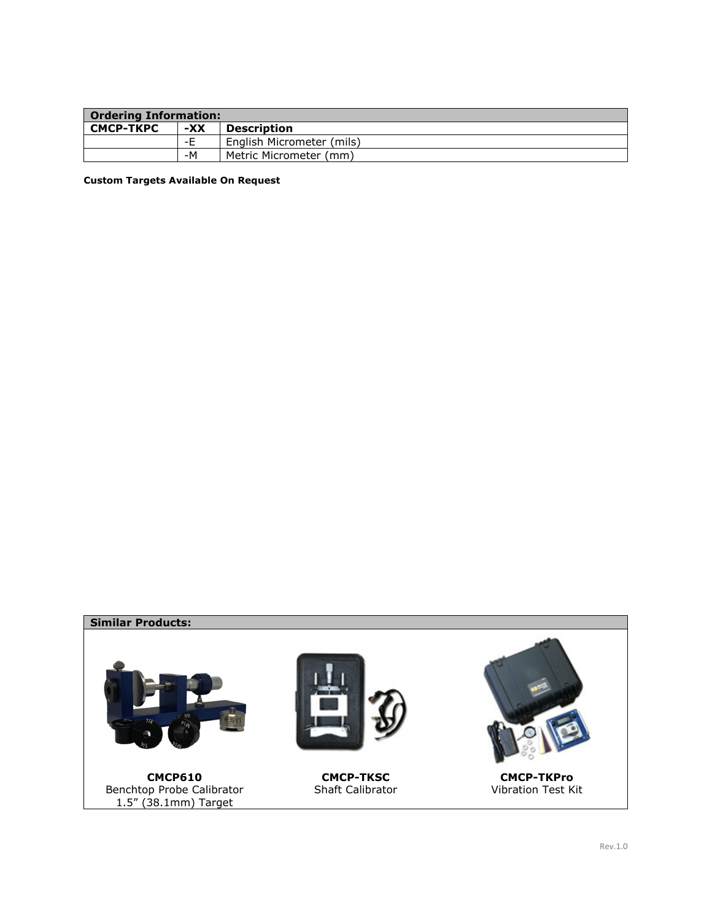| Ordering Information: | | |
|---|---|---|
| **CMCP-TKPC** | **-XX** | **Description** |
| | -E | English Micrometer (mils) |
| | -M | Metric Micrometer (mm) |

**Custom Targets Available On Request**

| Similar Products: | | |
|---|---|---|
| **CMCP610**<br>Benchtop Probe Calibrator<br>1.5" (38.1mm) Target | **CMCP-TKSC**<br>Shaft Calibrator | **CMCP-TKPro**<br>Vibration Test Kit |

Rev.1.0